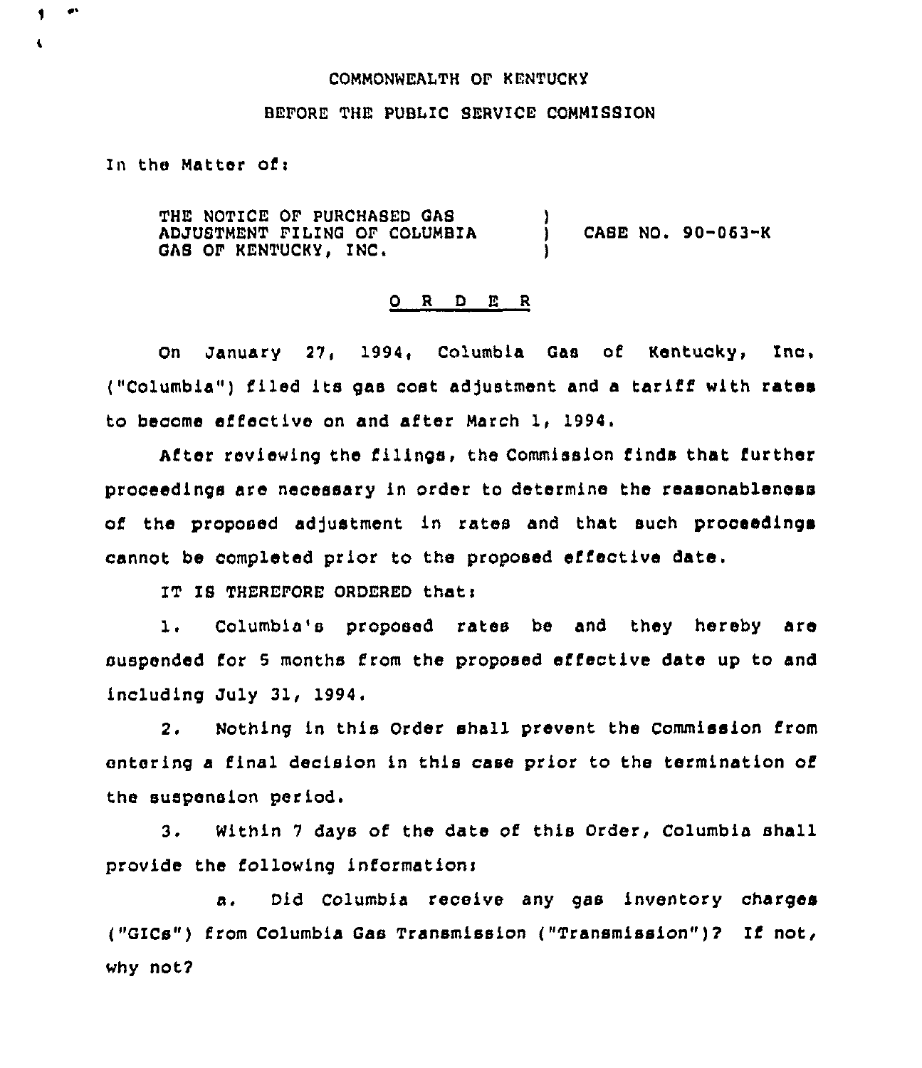COMMONWEALTH OF KENTUCKY

BEFORE THE PUBLIC SERVICE COMMISSION

In the Matter of:

THE NOTICE OF PURCHASED GAS ADJUSTMENT FILING OF COLUMBIA GAS OF KENTUCKY, INC. ) CASE NO. 90-063-K

O R D E R

On January 27, 1994, Columbia Gas of Kentucky, Inc. ("Columbia") filed its gas cost adjustment and a tariff with rates to become effective on and after March 1, 1994.

After reviewing the filings, the Commission finds that further proceedings are necessary in order to determine the reasonableness of the proposed adjustment in rates and that such proceedings cannot be completed prior to the proposed effective date.

IT IS THEREFORE ORDERED that:

1. Columbia's proposed rates be and they hereby are suspended for 5 months from the proposed effective date up to and including July 31, 1994.

2. Nothing in this Order shall prevent the Commission from entering a final decision in this case prior to the termination of the suspension period.

3. Within 7 days of the date of this Order, Columbia shall provide the following information:

   a. Did Columbia receive any gas inventory charges ("GICs") from Columbia Gas Transmission ("Transmission")? If not, why not?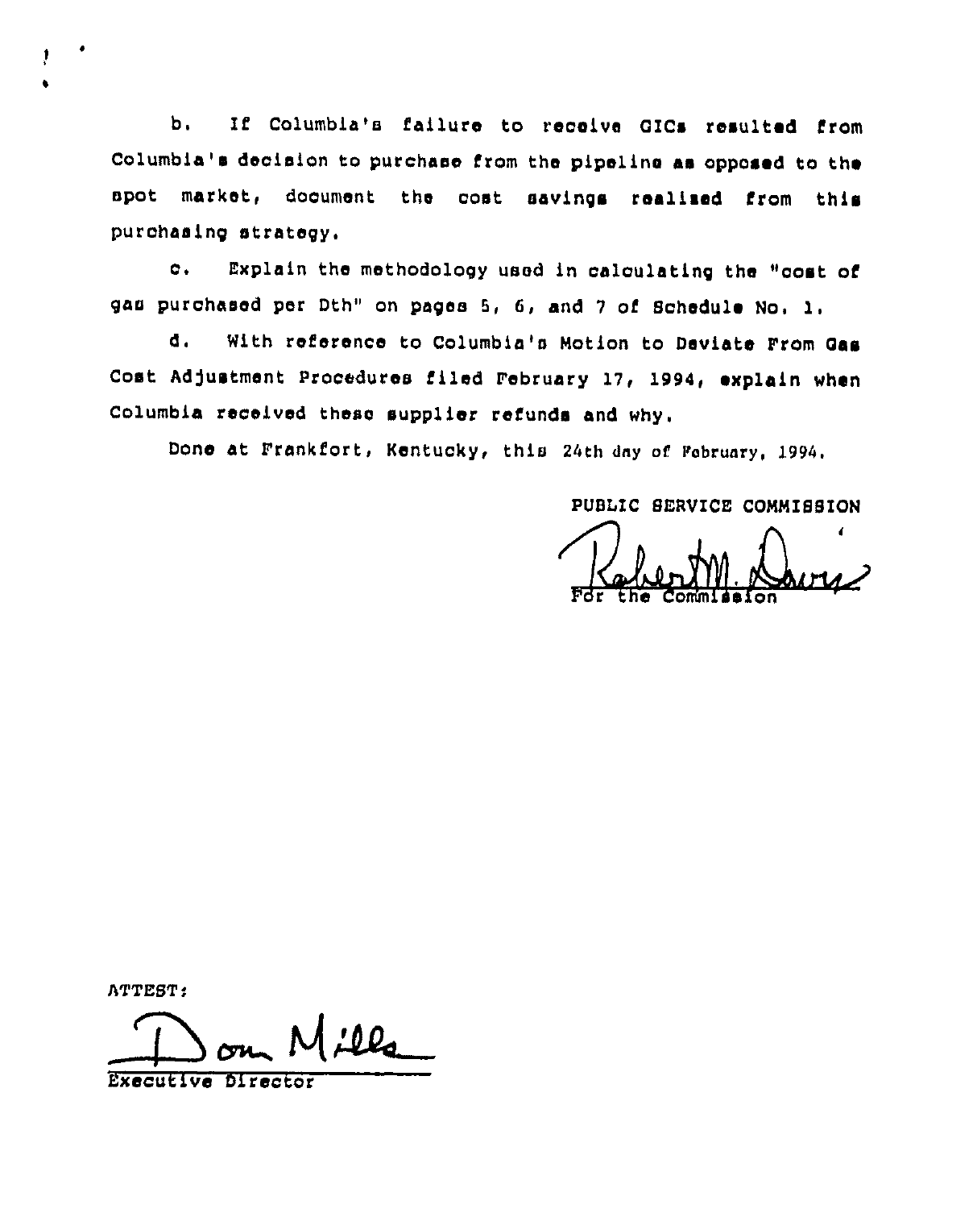b. If Columbia's failure to receive GICs resulted from Columbia's decision to purchase from the pipeline as opposed to the spot market, document the cost savings realized from this purchasing strategy.

c. Explain the methodology used in calculating the "cost of gas purchased per Dth" on pages 5, 6, and 7 of Schedule No. 1.

d. With reference to Columbia's Motion to Deviate From Gas Cost Adjustment Procedures filed February 17, 1994, explain when Columbia received these supplier refunds and why.

Done at Frankfort, Kentucky, this 24th day of February, 1994.

PUBLIC SERVICE COMMISSION

For the Commission

ATTEST:

Executive Director